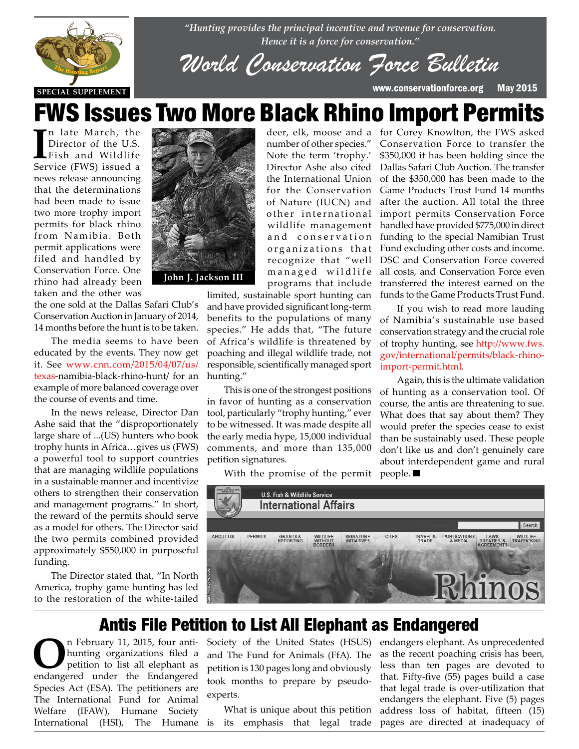SPECIAL SUPPLEMENT

*"Hunting provides the principal incentive and revenue for conservation. Hence it is a force for conservation."*

# World Conservation Force Bulletin

www.conservationforce.org May 2015

# FWS Issues Two More Black Rhino Import Permits

In late March, the Director of the U.S. Fish and Wildlife Service (FWS) issued a news release announcing that the determinations had been made to issue two more trophy import permits for black rhino from Namibia. Both permit applications were filed and handled by Conservation Force. One rhino had already been taken and the other was the one sold at the Dallas Safari Club's Conservation Auction in January of 2014, 14 months before the hunt is to be taken.

John J. Jackson III

The media seems to have been educated by the events. They now get it. See www.cnn.com/2015/04/07/us/texas-namibia-black-rhino-hunt/ for an example of more balanced coverage over the course of events and time.

In the news release, Director Dan Ashe said that the "disproportionately large share of ...(US) hunters who book trophy hunts in Africa…gives us (FWS) a powerful tool to support countries that are managing wildlife populations in a sustainable manner and incentivize others to strengthen their conservation and management programs." In short, the reward of the permits should serve as a model for others. The Director said the two permits combined provided approximately $550,000 in purposeful funding.

The Director stated that, "In North America, trophy game hunting has led to the restoration of the white-tailed deer, elk, moose and a number of other species." Note the term 'trophy.' Director Ashe also cited the International Union for the Conservation of Nature (IUCN) and other international wildlife management and conservation organizations that recognize that "well managed wildlife programs that include limited, sustainable sport hunting can and have provided significant long-term benefits to the populations of many species." He adds that, "The future of Africa's wildlife is threatened by poaching and illegal wildlife trade, not responsible, scientifically managed sport hunting."

This is one of the strongest positions in favor of hunting as a conservation tool, particularly "trophy hunting," ever to be witnessed. It was made despite all the early media hype, 15,000 individual comments, and more than 135,000 petition signatures.

With the promise of the permit for Corey Knowlton, the FWS asked Conservation Force to transfer the $350,000 it has been holding since the Dallas Safari Club Auction. The transfer of the $350,000 has been made to the Game Products Trust Fund 14 months after the auction. All total the three import permits Conservation Force handled have provided $775,000 in direct funding to the special Namibian Trust Fund excluding other costs and income. DSC and Conservation Force covered all costs, and Conservation Force even transferred the interest earned on the funds to the Game Products Trust Fund.

If you wish to read more lauding of Namibia's sustainable use based conservation strategy and the crucial role of trophy hunting, see http://www.fws.gov/international/permits/black-rhino-import-permit.html.

Again, this is the ultimate validation of hunting as a conservation tool. Of course, the antis are threatening to sue. What does that say about them? They would prefer the species cease to exist than be sustainably used. These people don't like us and don't genuinely care about interdependent game and rural people. ■

U.S. Fish & Wildlife Service
International Affairs
ABOUT US | PERMITS | GRANTS & REPORTING | WILDLIFE WITHOUT BORDERS | SIGNATURE INITIATIVES | CITES | TRAVEL & TRADE | PUBLICATIONS & MEDIA | LAWS, TREATIES, & AGREEMENTS | WILDLIFE TRAFFICKING
Rhinos

# Antis File Petition to List All Elephant as Endangered

On February 11, 2015, four anti-hunting organizations filed a petition to list all elephant as endangered under the Endangered Species Act (ESA). The petitioners are The International Fund for Animal Welfare (IFAW), Humane Society International (HSI), The Humane Society of the United States (HSUS) and The Fund for Animals (FfA). The petition is 130 pages long and obviously took months to prepare by pseudo-experts.

What is unique about this petition is its emphasis that legal trade endangers elephant. As unprecedented as the recent poaching crisis has been, less than ten pages are devoted to that. Fifty-five (55) pages build a case that legal trade is over-utilization that endangers the elephant. Five (5) pages address loss of habitat, fifteen (15) pages are directed at inadequacy of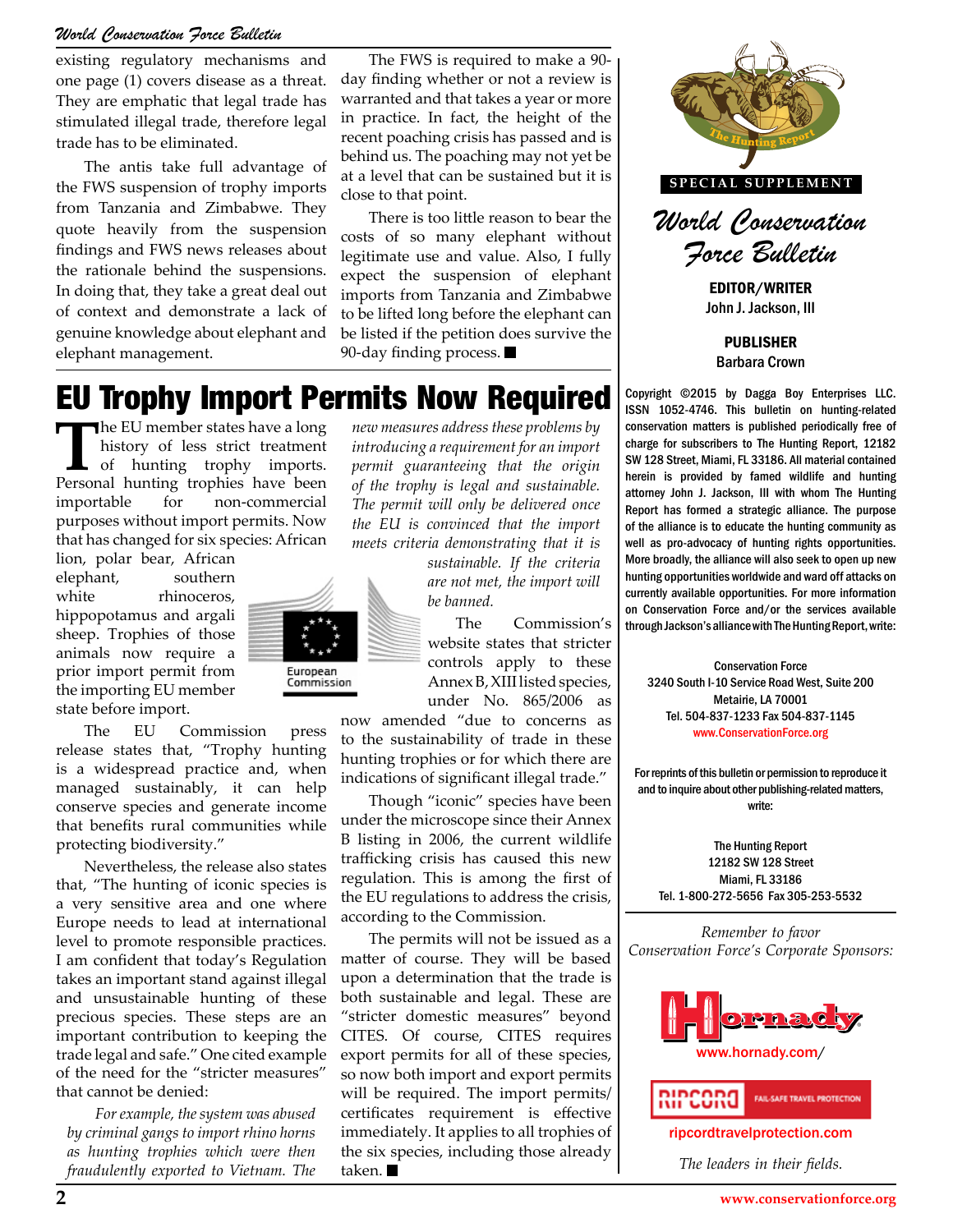existing regulatory mechanisms and one page (1) covers disease as a threat. They are emphatic that legal trade has stimulated illegal trade, therefore legal trade has to be eliminated.

The antis take full advantage of the FWS suspension of trophy imports from Tanzania and Zimbabwe. They quote heavily from the suspension findings and FWS news releases about the rationale behind the suspensions. In doing that, they take a great deal out of context and demonstrate a lack of genuine knowledge about elephant and elephant management.

The FWS is required to make a 90-day finding whether or not a review is warranted and that takes a year or more in practice. In fact, the height of the recent poaching crisis has passed and is behind us. The poaching may not yet be at a level that can be sustained but it is close to that point.

There is too little reason to bear the costs of so many elephant without legitimate use and value. Also, I fully expect the suspension of elephant imports from Tanzania and Zimbabwe to be lifted long before the elephant can be listed if the petition does survive the 90-day finding process. ■

# EU Trophy Import Permits Now Required

The EU member states have a long history of less strict treatment of hunting trophy imports. Personal hunting trophies have been importable for non-commercial purposes without import permits. Now that has changed for six species: African lion, polar bear, African elephant, southern white rhinoceros, hippopotamus and argali sheep. Trophies of those animals now require a prior import permit from the importing EU member state before import.

The EU Commission press release states that, "Trophy hunting is a widespread practice and, when managed sustainably, it can help conserve species and generate income that benefits rural communities while protecting biodiversity."

Nevertheless, the release also states that, "The hunting of iconic species is a very sensitive area and one where Europe needs to lead at international level to promote responsible practices. I am confident that today's Regulation takes an important stand against illegal and unsustainable hunting of these precious species. These steps are an important contribution to keeping the trade legal and safe." One cited example of the need for the "stricter measures" that cannot be denied:

*For example, the system was abused by criminal gangs to import rhino horns as hunting trophies which were then fraudulently exported to Vietnam. The new measures address these problems by introducing a requirement for an import permit guaranteeing that the origin of the trophy is legal and sustainable. The permit will only be delivered once the EU is convinced that the import meets criteria demonstrating that it is sustainable. If the criteria are not met, the import will be banned.*

The Commission's website states that stricter controls apply to these Annex B, XIII listed species, under No. 865/2006 as now amended "due to concerns as to the sustainability of trade in these hunting trophies or for which there are indications of significant illegal trade."

Though "iconic" species have been under the microscope since their Annex B listing in 2006, the current wildlife trafficking crisis has caused this new regulation. This is among the first of the EU regulations to address the crisis, according to the Commission.

The permits will not be issued as a matter of course. They will be based upon a determination that the trade is both sustainable and legal. These are "stricter domestic measures" beyond CITES. Of course, CITES requires export permits for all of these species, so now both import and export permits will be required. The import permits/certificates requirement is effective immediately. It applies to all trophies of the six species, including those already taken. ■

---

SPECIAL SUPPLEMENT

## World Conservation Force Bulletin

**EDITOR/WRITER**
John J. Jackson, III

**PUBLISHER**
Barbara Crown

Copyright ©2015 by Dagga Boy Enterprises LLC. ISSN 1052-4746. This bulletin on hunting-related conservation matters is published periodically free of charge for subscribers to The Hunting Report, 12182 SW 128 Street, Miami, FL 33186. All material contained herein is provided by famed wildlife and hunting attorney John J. Jackson, III with whom The Hunting Report has formed a strategic alliance. The purpose of the alliance is to educate the hunting community as well as pro-advocacy of hunting rights opportunities. More broadly, the alliance will also seek to open up new hunting opportunities worldwide and ward off attacks on currently available opportunities. For more information on Conservation Force and/or the services available through Jackson's alliance with The Hunting Report, write:

Conservation Force
3240 South I-10 Service Road West, Suite 200
Metairie, LA 70001
Tel. 504-837-1233 Fax 504-837-1145
www.ConservationForce.org

For reprints of this bulletin or permission to reproduce it and to inquire about other publishing-related matters, write:

The Hunting Report
12182 SW 128 Street
Miami, FL 33186
Tel. 1-800-272-5656 Fax 305-253-5532

*Remember to favor Conservation Force's Corporate Sponsors:*

www.hornady.com/

ripcordtravelprotection.com

*The leaders in their fields.*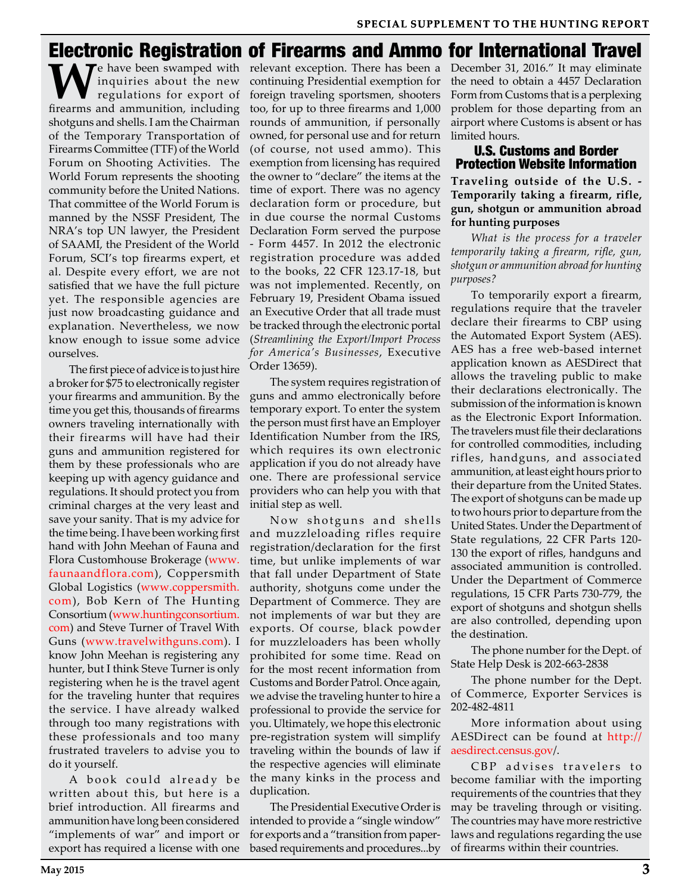# Electronic Registration of Firearms and Ammo for International Travel

We have been swamped with inquiries about the new regulations for export of firearms and ammunition, including shotguns and shells. I am the Chairman of the Temporary Transportation of Firearms Committee (TTF) of the World Forum on Shooting Activities. The World Forum represents the shooting community before the United Nations. That committee of the World Forum is manned by the NSSF President, The NRA's top UN lawyer, the President of SAAMI, the President of the World Forum, SCI's top firearms expert, et al. Despite every effort, we are not satisfied that we have the full picture yet. The responsible agencies are just now broadcasting guidance and explanation. Nevertheless, we now know enough to issue some advice ourselves.

The first piece of advice is to just hire a broker for $75 to electronically register your firearms and ammunition. By the time you get this, thousands of firearms owners traveling internationally with their firearms will have had their guns and ammunition registered for them by these professionals who are keeping up with agency guidance and regulations. It should protect you from criminal charges at the very least and save your sanity. That is my advice for the time being. I have been working first hand with John Meehan of Fauna and Flora Customhouse Brokerage (www.faunaandflora.com), Coppersmith Global Logistics (www.coppersmith.com), Bob Kern of The Hunting Consortium (www.huntingconsortium.com) and Steve Turner of Travel With Guns (www.travelwithguns.com). I know John Meehan is registering any hunter, but I think Steve Turner is only registering when he is the travel agent for the traveling hunter that requires the service. I have already walked through too many registrations with these professionals and too many frustrated travelers to advise you to do it yourself.

A book could already be written about this, but here is a brief introduction. All firearms and ammunition have long been considered "implements of war" and import or export has required a license with one relevant exception. There has been a continuing Presidential exemption for foreign traveling sportsmen, shooters too, for up to three firearms and 1,000 rounds of ammunition, if personally owned, for personal use and for return (of course, not used ammo). This exemption from licensing has required the owner to "declare" the items at the time of export. There was no agency declaration form or procedure, but in due course the normal Customs Declaration Form served the purpose - Form 4457. In 2012 the electronic registration procedure was added to the books, 22 CFR 123.17-18, but was not implemented. Recently, on February 19, President Obama issued an Executive Order that all trade must be tracked through the electronic portal (*Streamlining the Export/Import Process for America's Businesses*, Executive Order 13659).

The system requires registration of guns and ammo electronically before temporary export. To enter the system the person must first have an Employer Identification Number from the IRS, which requires its own electronic application if you do not already have one. There are professional service providers who can help you with that initial step as well.

Now shotguns and shells and muzzleloading rifles require registration/declaration for the first time, but unlike implements of war that fall under Department of State authority, shotguns come under the Department of Commerce. They are not implements of war but they are exports. Of course, black powder for muzzleloaders has been wholly prohibited for some time. Read on for the most recent information from Customs and Border Patrol. Once again, we advise the traveling hunter to hire a professional to provide the service for you. Ultimately, we hope this electronic pre-registration system will simplify traveling within the bounds of law if the respective agencies will eliminate the many kinks in the process and duplication.

The Presidential Executive Order is intended to provide a "single window" for exports and a "transition from paper-based requirements and procedures...by December 31, 2016." It may eliminate the need to obtain a 4457 Declaration Form from Customs that is a perplexing problem for those departing from an airport where Customs is absent or has limited hours.

## U.S. Customs and Border Protection Website Information

**Traveling outside of the U.S. - Temporarily taking a firearm, rifle, gun, shotgun or ammunition abroad for hunting purposes**

*What is the process for a traveler temporarily taking a firearm, rifle, gun, shotgun or ammunition abroad for hunting purposes?*

To temporarily export a firearm, regulations require that the traveler declare their firearms to CBP using the Automated Export System (AES). AES has a free web-based internet application known as AESDirect that allows the traveling public to make their declarations electronically. The submission of the information is known as the Electronic Export Information. The travelers must file their declarations for controlled commodities, including rifles, handguns, and associated ammunition, at least eight hours prior to their departure from the United States. The export of shotguns can be made up to two hours prior to departure from the United States. Under the Department of State regulations, 22 CFR Parts 120-130 the export of rifles, handguns and associated ammunition is controlled. Under the Department of Commerce regulations, 15 CFR Parts 730-779, the export of shotguns and shotgun shells are also controlled, depending upon the destination.

The phone number for the Dept. of State Help Desk is 202-663-2838

The phone number for the Dept. of Commerce, Exporter Services is 202-482-4811

More information about using AESDirect can be found at http://aesdirect.census.gov/.

CBP advises travelers to become familiar with the importing requirements of the countries that they may be traveling through or visiting. The countries may have more restrictive laws and regulations regarding the use of firearms within their countries.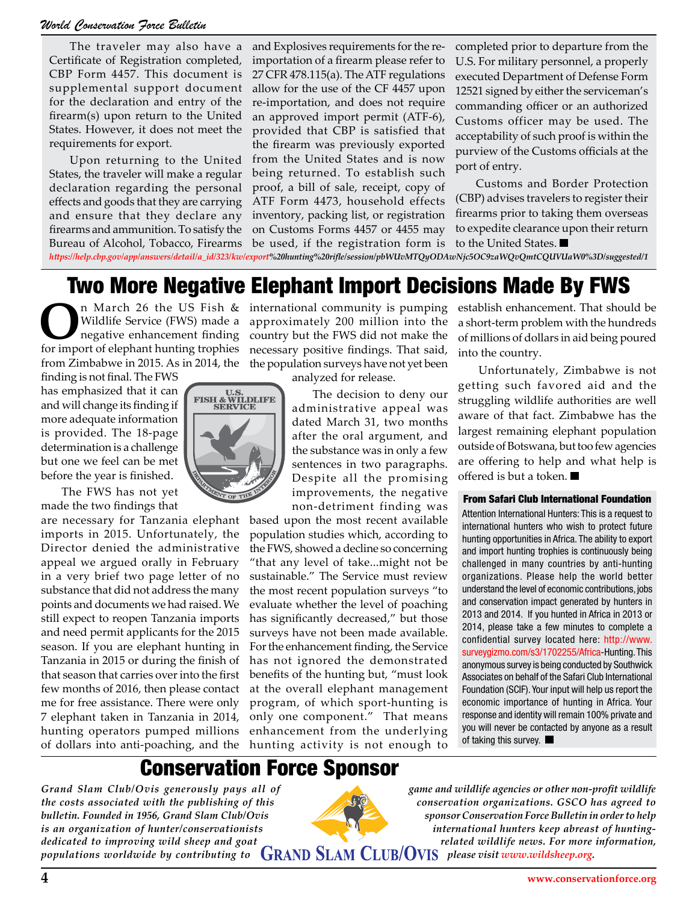The traveler may also have a Certificate of Registration completed, CBP Form 4457. This document is supplemental support document for the declaration and entry of the firearm(s) upon return to the United States. However, it does not meet the requirements for export.

Upon returning to the United States, the traveler will make a regular declaration regarding the personal effects and goods that they are carrying and ensure that they declare any firearms and ammunition. To satisfy the Bureau of Alcohol, Tobacco, Firearms and Explosives requirements for the re-importation of a firearm please refer to 27 CFR 478.115(a). The ATF regulations allow for the use of the CF 4457 upon re-importation, and does not require an approved import permit (ATF-6), provided that CBP is satisfied that the firearm was previously exported from the United States and is now being returned. To establish such proof, a bill of sale, receipt, copy of ATF Form 4473, household effects inventory, packing list, or registration on Customs Forms 4457 or 4455 may be used, if the registration form is completed prior to departure from the U.S. For military personnel, a properly executed Department of Defense Form 12521 signed by either the serviceman's commanding officer or an authorized Customs officer may be used. The acceptability of such proof is within the purview of the Customs officials at the port of entry.

Customs and Border Protection (CBP) advises travelers to register their firearms prior to taking them overseas to expedite clearance upon their return to the United States. ■

*https://help.cbp.gov/app/answers/detail/a_id/323/kw/export%20hunting%20rifle/session/pbWUvMTQyODAwNjc5OC9zaWQvQmtCQUVUaW0%3D/suggested/1*

# Two More Negative Elephant Import Decisions Made By FWS

On March 26 the US Fish & Wildlife Service (FWS) made a negative enhancement finding for import of elephant hunting trophies from Zimbabwe in 2015. As in 2014, the finding is not final. The FWS has emphasized that it can and will change its finding if more adequate information is provided. The 18-page determination is a challenge but one we feel can be met before the year is finished.

The FWS has not yet made the two findings that are necessary for Tanzania elephant imports in 2015. Unfortunately, the Director denied the administrative appeal we argued orally in February in a very brief two page letter of no substance that did not address the many points and documents we had raised. We still expect to reopen Tanzania imports and need permit applicants for the 2015 season. If you are elephant hunting in Tanzania in 2015 or during the finish of that season that carries over into the first few months of 2016, then please contact me for free assistance. There were only 7 elephant taken in Tanzania in 2014, hunting operators pumped millions of dollars into anti-poaching, and the international community is pumping approximately 200 million into the country but the FWS did not make the necessary positive findings. That said, the population surveys have not yet been analyzed for release.

The decision to deny our administrative appeal was dated March 31, two months after the oral argument, and the substance was in only a few sentences in two paragraphs. Despite all the promising improvements, the negative non-detriment finding was based upon the most recent available population studies which, according to the FWS, showed a decline so concerning "that any level of take...might not be sustainable." The Service must review the most recent population surveys "to evaluate whether the level of poaching has significantly decreased," but those surveys have not been made available. For the enhancement finding, the Service has not ignored the demonstrated benefits of the hunting but, "must look at the overall elephant management program, of which sport-hunting is only one component." That means enhancement from the underlying hunting activity is not enough to establish enhancement. That should be a short-term problem with the hundreds of millions of dollars in aid being poured into the country.

Unfortunately, Zimbabwe is not getting such favored aid and the struggling wildlife authorities are well aware of that fact. Zimbabwe has the largest remaining elephant population outside of Botswana, but too few agencies are offering to help and what help is offered is but a token. ■

### From Safari Club International Foundation

Attention International Hunters: This is a request to international hunters who wish to protect future hunting opportunities in Africa. The ability to export and import hunting trophies is continuously being challenged in many countries by anti-hunting organizations. Please help the world better understand the level of economic contributions, jobs and conservation impact generated by hunters in 2013 and 2014. If you hunted in Africa in 2013 or 2014, please take a few minutes to complete a confidential survey located here: http://www.surveygizmo.com/s3/1702255/Africa-Hunting. This anonymous survey is being conducted by Southwick Associates on behalf of the Safari Club International Foundation (SCIF). Your input will help us report the economic importance of hunting in Africa. Your response and identity will remain 100% private and you will never be contacted by anyone as a result of taking this survey. ■

# Conservation Force Sponsor

*Grand Slam Club/Ovis generously pays all of the costs associated with the publishing of this bulletin. Founded in 1956, Grand Slam Club/Ovis is an organization of hunter/conservationists dedicated to improving wild sheep and goat populations worldwide by contributing to game and wildlife agencies or other non-profit wildlife conservation organizations. GSCO has agreed to sponsor Conservation Force Bulletin in order to help international hunters keep abreast of hunting-related wildlife news. For more information, please visit www.wildsheep.org.*

GRAND SLAM CLUB/OVIS

www.conservationforce.org